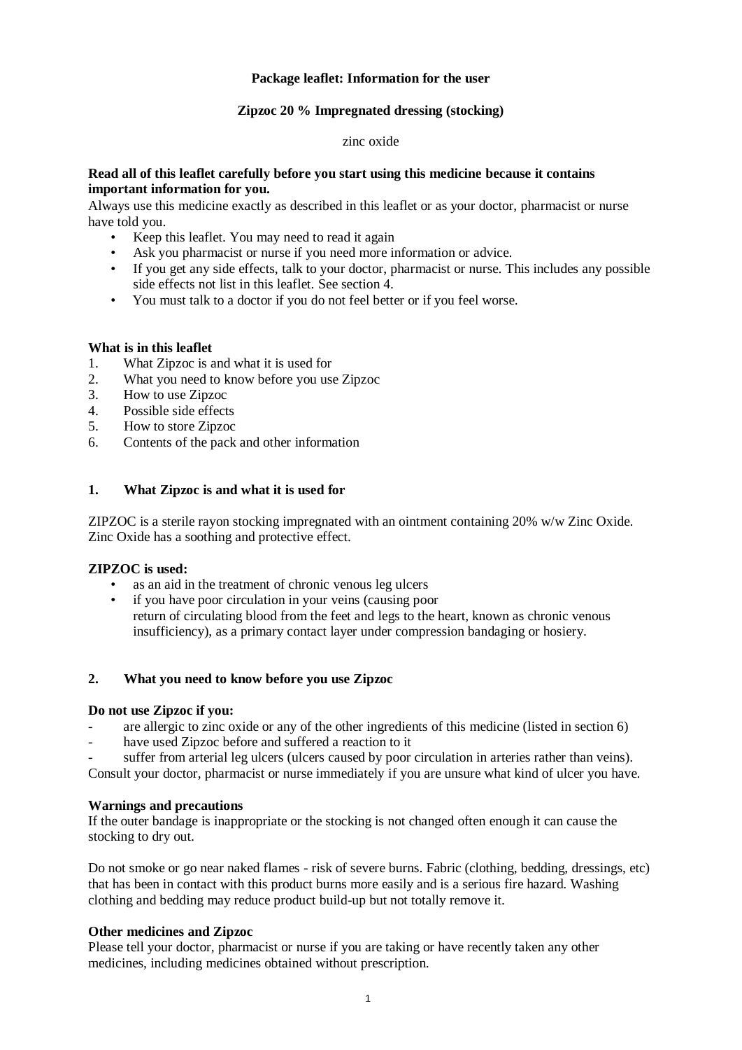**Package leaflet: Information for the user**

**Zipzoc 20 % Impregnated dressing (stocking)**

zinc oxide

**Read all of this leaflet carefully before you start using this medicine because it contains important information for you.**

Always use this medicine exactly as described in this leaflet or as your doctor, pharmacist or nurse have told you.

- Keep this leaflet. You may need to read it again
- Ask you pharmacist or nurse if you need more information or advice.
- If you get any side effects, talk to your doctor, pharmacist or nurse. This includes any possible side effects not list in this leaflet. See section 4.
- You must talk to a doctor if you do not feel better or if you feel worse.

**What is in this leaflet**

1. What Zipzoc is and what it is used for
2. What you need to know before you use Zipzoc
3. How to use Zipzoc
4. Possible side effects
5. How to store Zipzoc
6. Contents of the pack and other information

## 1. What Zipzoc is and what it is used for

ZIPZOC is a sterile rayon stocking impregnated with an ointment containing 20% w/w Zinc Oxide. Zinc Oxide has a soothing and protective effect.

**ZIPZOC is used:**

- as an aid in the treatment of chronic venous leg ulcers
- if you have poor circulation in your veins (causing poor return of circulating blood from the feet and legs to the heart, known as chronic venous insufficiency), as a primary contact layer under compression bandaging or hosiery.

## 2. What you need to know before you use Zipzoc

**Do not use Zipzoc if you:**

- are allergic to zinc oxide or any of the other ingredients of this medicine (listed in section 6)
- have used Zipzoc before and suffered a reaction to it
- suffer from arterial leg ulcers (ulcers caused by poor circulation in arteries rather than veins).

Consult your doctor, pharmacist or nurse immediately if you are unsure what kind of ulcer you have.

**Warnings and precautions**

If the outer bandage is inappropriate or the stocking is not changed often enough it can cause the stocking to dry out.

Do not smoke or go near naked flames - risk of severe burns. Fabric (clothing, bedding, dressings, etc) that has been in contact with this product burns more easily and is a serious fire hazard. Washing clothing and bedding may reduce product build-up but not totally remove it.

**Other medicines and Zipzoc**

Please tell your doctor, pharmacist or nurse if you are taking or have recently taken any other medicines, including medicines obtained without prescription.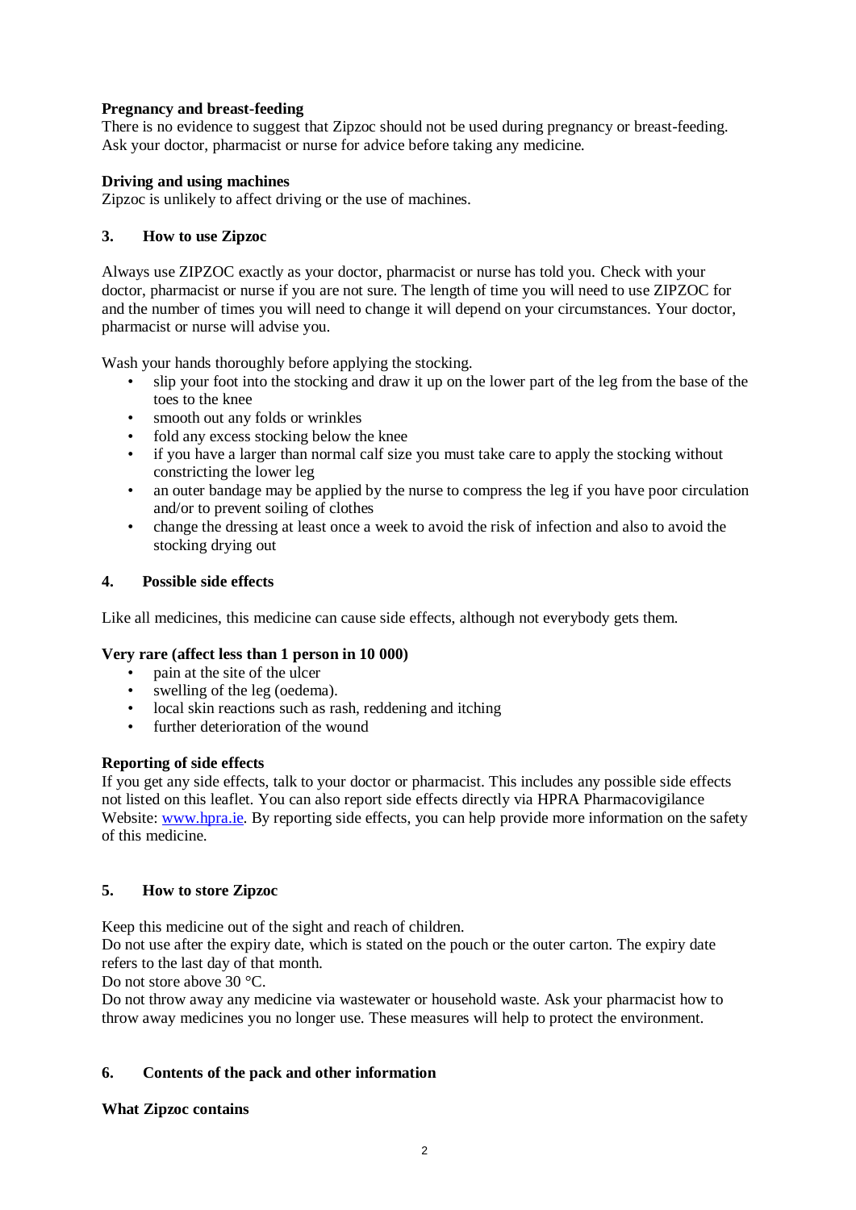**Pregnancy and breast-feeding**
There is no evidence to suggest that Zipzoc should not be used during pregnancy or breast-feeding. Ask your doctor, pharmacist or nurse for advice before taking any medicine.

**Driving and using machines**
Zipzoc is unlikely to affect driving or the use of machines.

## 3. How to use Zipzoc

Always use ZIPZOC exactly as your doctor, pharmacist or nurse has told you. Check with your doctor, pharmacist or nurse if you are not sure. The length of time you will need to use ZIPZOC for and the number of times you will need to change it will depend on your circumstances. Your doctor, pharmacist or nurse will advise you.

Wash your hands thoroughly before applying the stocking.

- slip your foot into the stocking and draw it up on the lower part of the leg from the base of the toes to the knee
- smooth out any folds or wrinkles
- fold any excess stocking below the knee
- if you have a larger than normal calf size you must take care to apply the stocking without constricting the lower leg
- an outer bandage may be applied by the nurse to compress the leg if you have poor circulation and/or to prevent soiling of clothes
- change the dressing at least once a week to avoid the risk of infection and also to avoid the stocking drying out

## 4. Possible side effects

Like all medicines, this medicine can cause side effects, although not everybody gets them.

**Very rare (affect less than 1 person in 10 000)**

- pain at the site of the ulcer
- swelling of the leg (oedema).
- local skin reactions such as rash, reddening and itching
- further deterioration of the wound

**Reporting of side effects**
If you get any side effects, talk to your doctor or pharmacist. This includes any possible side effects not listed on this leaflet. You can also report side effects directly via HPRA Pharmacovigilance Website: www.hpra.ie. By reporting side effects, you can help provide more information on the safety of this medicine.

## 5. How to store Zipzoc

Keep this medicine out of the sight and reach of children.
Do not use after the expiry date, which is stated on the pouch or the outer carton. The expiry date refers to the last day of that month.
Do not store above 30 °C.
Do not throw away any medicine via wastewater or household waste. Ask your pharmacist how to throw away medicines you no longer use. These measures will help to protect the environment.

## 6. Contents of the pack and other information

**What Zipzoc contains**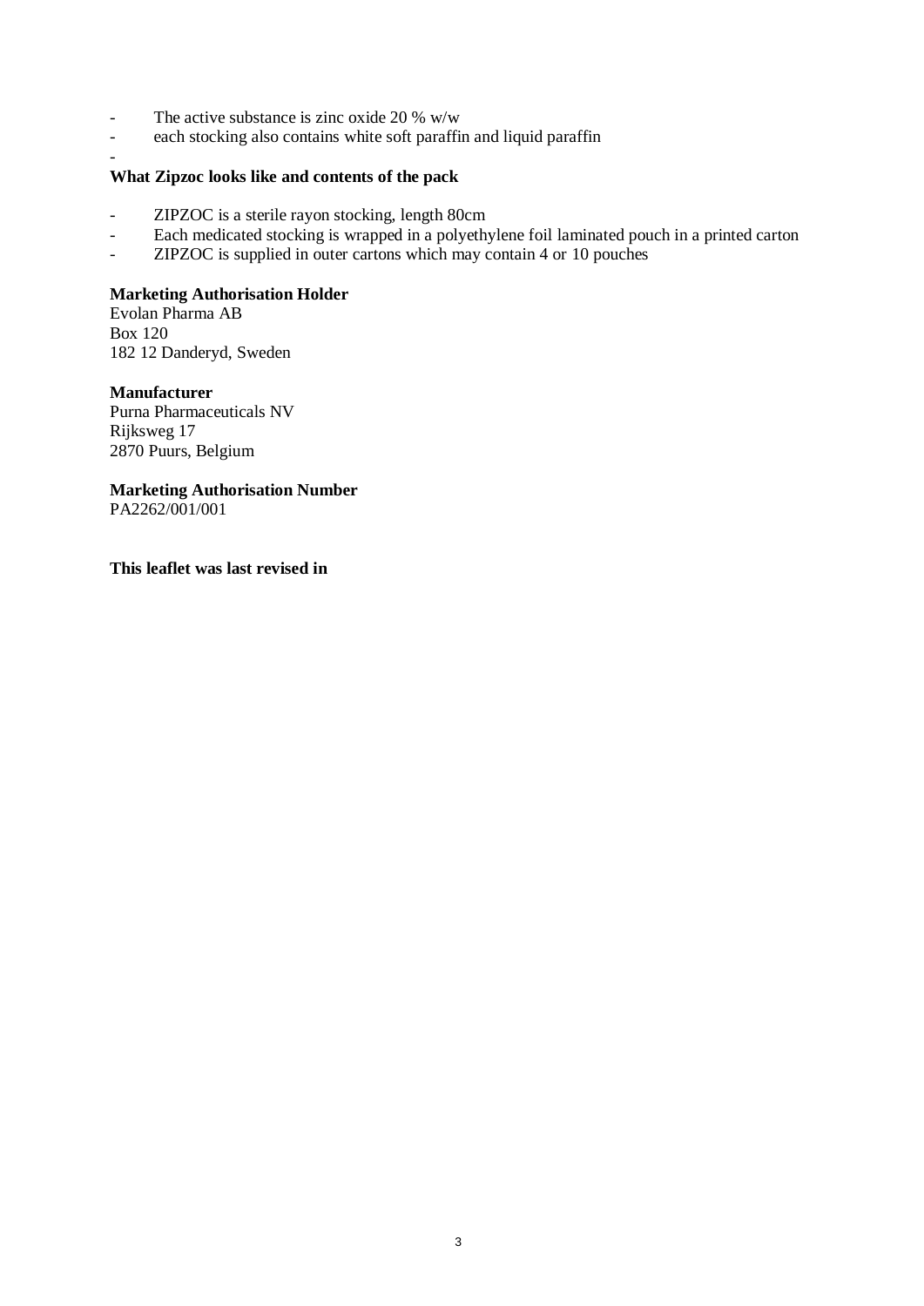- The active substance is zinc oxide 20 % w/w
- each stocking also contains white soft paraffin and liquid paraffin
-

**What Zipzoc looks like and contents of the pack**

- ZIPZOC is a sterile rayon stocking, length 80cm
- Each medicated stocking is wrapped in a polyethylene foil laminated pouch in a printed carton
- ZIPZOC is supplied in outer cartons which may contain 4 or 10 pouches

**Marketing Authorisation Holder**
Evolan Pharma AB
Box 120
182 12 Danderyd, Sweden

**Manufacturer**
Purna Pharmaceuticals NV
Rijksweg 17
2870 Puurs, Belgium

**Marketing Authorisation Number**
PA2262/001/001

**This leaflet was last revised in**